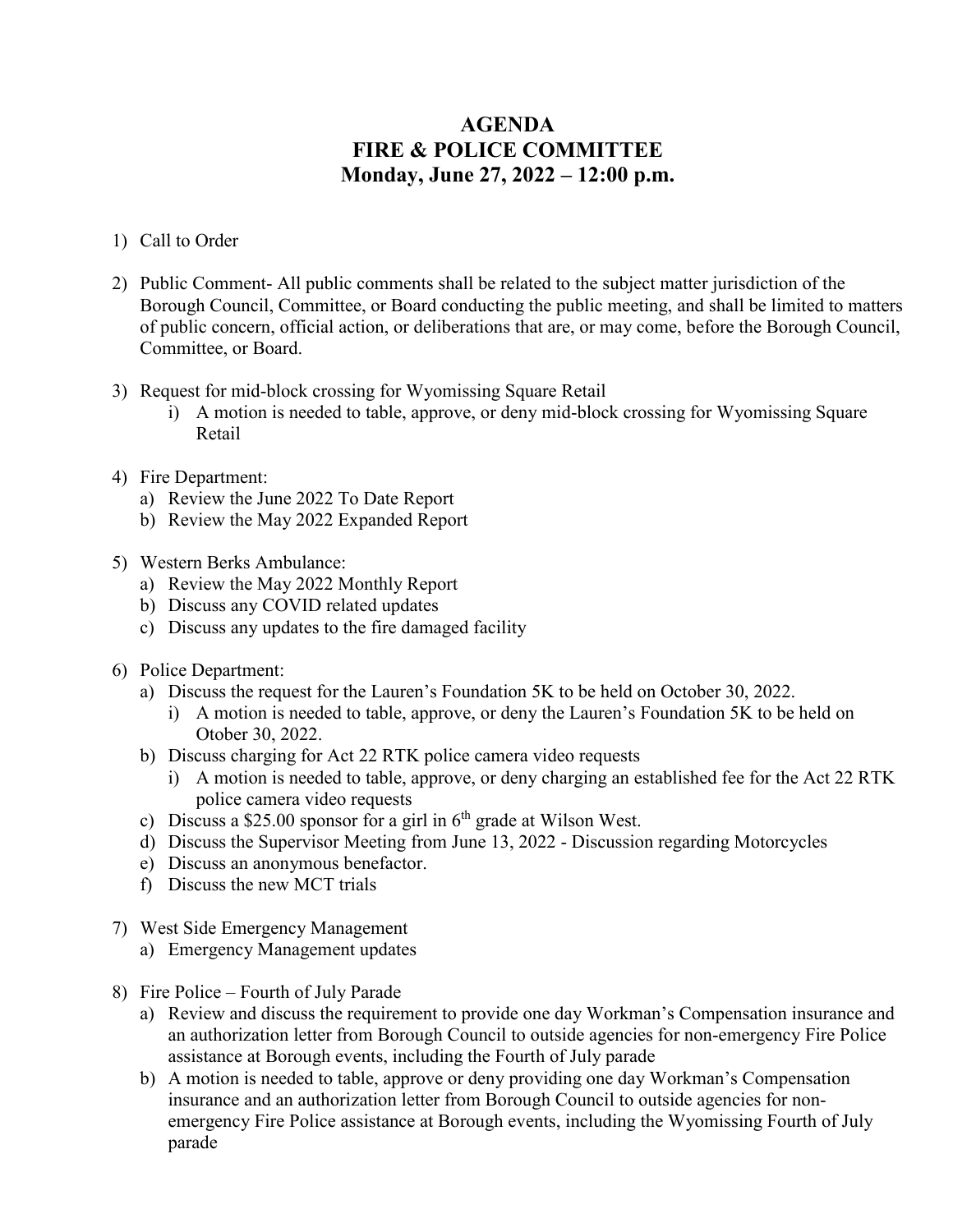# AGENDA
# FIRE & POLICE COMMITTEE
# Monday, June 27, 2022 – 12:00 p.m.

1) Call to Order

2) Public Comment- All public comments shall be related to the subject matter jurisdiction of the Borough Council, Committee, or Board conducting the public meeting, and shall be limited to matters of public concern, official action, or deliberations that are, or may come, before the Borough Council, Committee, or Board.

3) Request for mid-block crossing for Wyomissing Square Retail
   i) A motion is needed to table, approve, or deny mid-block crossing for Wyomissing Square Retail

4) Fire Department:
   a) Review the June 2022 To Date Report
   b) Review the May 2022 Expanded Report

5) Western Berks Ambulance:
   a) Review the May 2022 Monthly Report
   b) Discuss any COVID related updates
   c) Discuss any updates to the fire damaged facility

6) Police Department:
   a) Discuss the request for the Lauren's Foundation 5K to be held on October 30, 2022.
      i) A motion is needed to table, approve, or deny the Lauren's Foundation 5K to be held on Otober 30, 2022.
   b) Discuss charging for Act 22 RTK police camera video requests
      i) A motion is needed to table, approve, or deny charging an established fee for the Act 22 RTK police camera video requests
   c) Discuss a $25.00 sponsor for a girl in 6th grade at Wilson West.
   d) Discuss the Supervisor Meeting from June 13, 2022 - Discussion regarding Motorcycles
   e) Discuss an anonymous benefactor.
   f) Discuss the new MCT trials

7) West Side Emergency Management
   a) Emergency Management updates

8) Fire Police – Fourth of July Parade
   a) Review and discuss the requirement to provide one day Workman's Compensation insurance and an authorization letter from Borough Council to outside agencies for non-emergency Fire Police assistance at Borough events, including the Fourth of July parade
   b) A motion is needed to table, approve or deny providing one day Workman's Compensation insurance and an authorization letter from Borough Council to outside agencies for non-emergency Fire Police assistance at Borough events, including the Wyomissing Fourth of July parade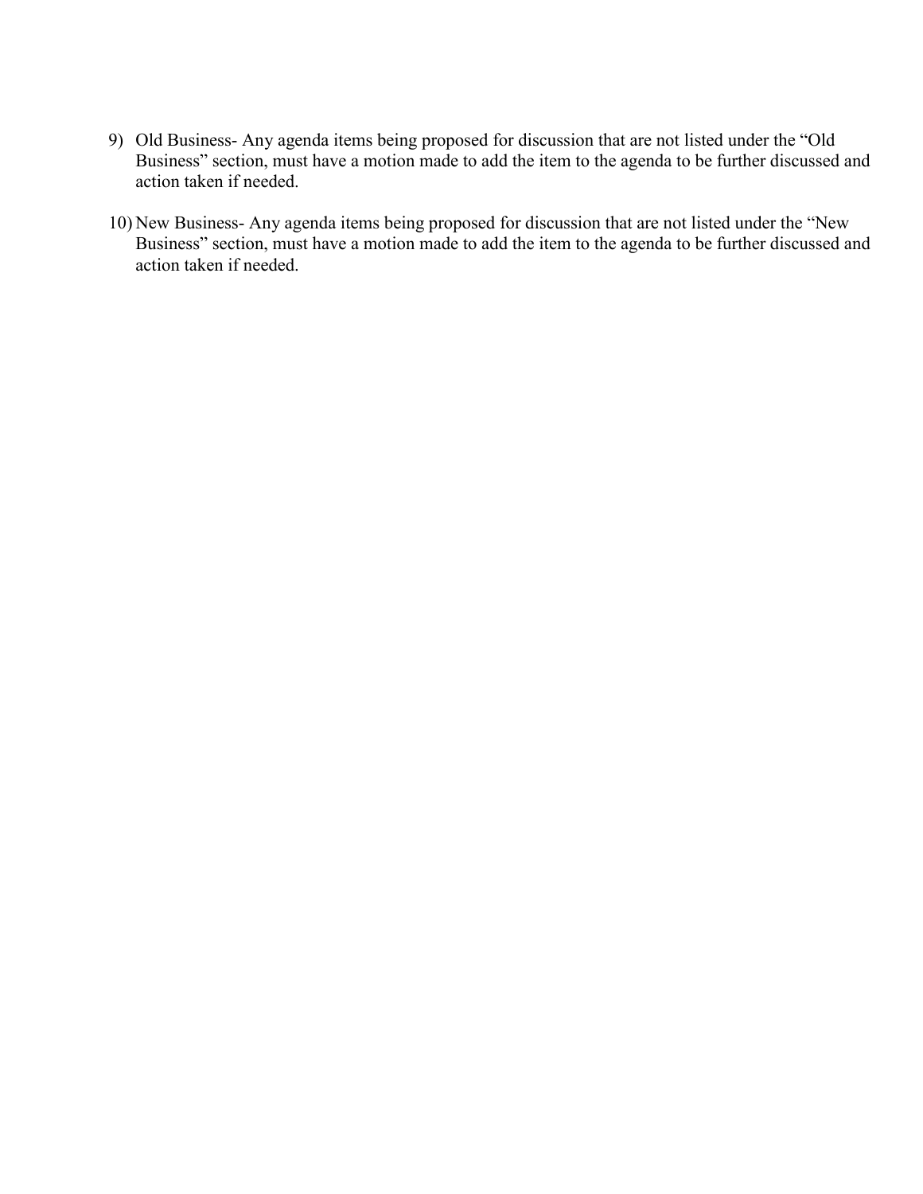9) Old Business- Any agenda items being proposed for discussion that are not listed under the "Old Business" section, must have a motion made to add the item to the agenda to be further discussed and action taken if needed.

10) New Business- Any agenda items being proposed for discussion that are not listed under the "New Business" section, must have a motion made to add the item to the agenda to be further discussed and action taken if needed.